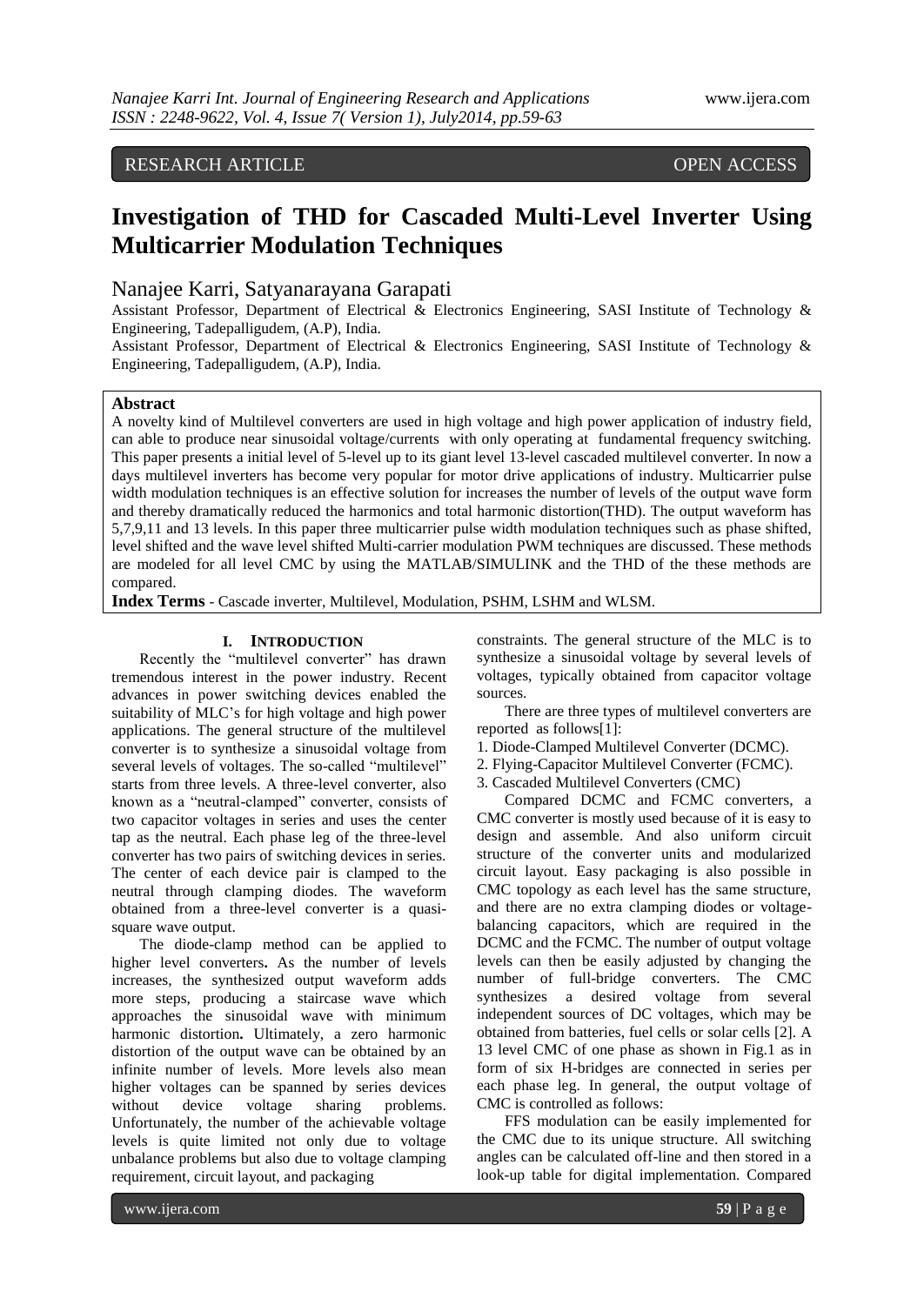RESEARCH ARTICLE OPEN ACCESS

# Investigation of THD for Cascaded Multi-Level Inverter Using Multicarrier Modulation Techniques

Nanajee Karri, Satyanarayana Garapati

Assistant Professor, Department of Electrical & Electronics Engineering, SASI Institute of Technology & Engineering, Tadepalligudem, (A.P), India.

Assistant Professor, Department of Electrical & Electronics Engineering, SASI Institute of Technology & Engineering, Tadepalligudem, (A.P), India.

**Abstract**

A novelty kind of Multilevel converters are used in high voltage and high power application of industry field, can able to produce near sinusoidal voltage/currents with only operating at fundamental frequency switching. This paper presents a initial level of 5-level up to its giant level 13-level cascaded multilevel converter. In now a days multilevel inverters has become very popular for motor drive applications of industry. Multicarrier pulse width modulation techniques is an effective solution for increases the number of levels of the output wave form and thereby dramatically reduced the harmonics and total harmonic distortion(THD). The output waveform has 5,7,9,11 and 13 levels. In this paper three multicarrier pulse width modulation techniques such as phase shifted, level shifted and the wave level shifted Multi-carrier modulation PWM techniques are discussed. These methods are modeled for all level CMC by using the MATLAB/SIMULINK and the THD of the these methods are compared.

**Index Terms** - Cascade inverter, Multilevel, Modulation, PSHM, LSHM and WLSM.

## I. INTRODUCTION

Recently the "multilevel converter" has drawn tremendous interest in the power industry. Recent advances in power switching devices enabled the suitability of MLC's for high voltage and high power applications. The general structure of the multilevel converter is to synthesize a sinusoidal voltage from several levels of voltages. The so-called "multilevel" starts from three levels. A three-level converter, also known as a "neutral-clamped" converter, consists of two capacitor voltages in series and uses the center tap as the neutral. Each phase leg of the three-level converter has two pairs of switching devices in series. The center of each device pair is clamped to the neutral through clamping diodes. The waveform obtained from a three-level converter is a quasi-square wave output.

The diode-clamp method can be applied to higher level converters**.** As the number of levels increases, the synthesized output waveform adds more steps, producing a staircase wave which approaches the sinusoidal wave with minimum harmonic distortion**.** Ultimately, a zero harmonic distortion of the output wave can be obtained by an infinite number of levels. More levels also mean higher voltages can be spanned by series devices without device voltage sharing problems. Unfortunately, the number of the achievable voltage levels is quite limited not only due to voltage unbalance problems but also due to voltage clamping requirement, circuit layout, and packaging constraints. The general structure of the MLC is to synthesize a sinusoidal voltage by several levels of voltages, typically obtained from capacitor voltage sources.

There are three types of multilevel converters are reported as follows[1]:

1. Diode-Clamped Multilevel Converter (DCMC).
2. Flying-Capacitor Multilevel Converter (FCMC).
3. Cascaded Multilevel Converters (CMC)

Compared DCMC and FCMC converters, a CMC converter is mostly used because of it is easy to design and assemble. And also uniform circuit structure of the converter units and modularized circuit layout. Easy packaging is also possible in CMC topology as each level has the same structure, and there are no extra clamping diodes or voltage-balancing capacitors, which are required in the DCMC and the FCMC. The number of output voltage levels can then be easily adjusted by changing the number of full-bridge converters. The CMC synthesizes a desired voltage from several independent sources of DC voltages, which may be obtained from batteries, fuel cells or solar cells [2]. A 13 level CMC of one phase as shown in Fig.1 as in form of six H-bridges are connected in series per each phase leg. In general, the output voltage of CMC is controlled as follows:

FFS modulation can be easily implemented for the CMC due to its unique structure. All switching angles can be calculated off-line and then stored in a look-up table for digital implementation. Compared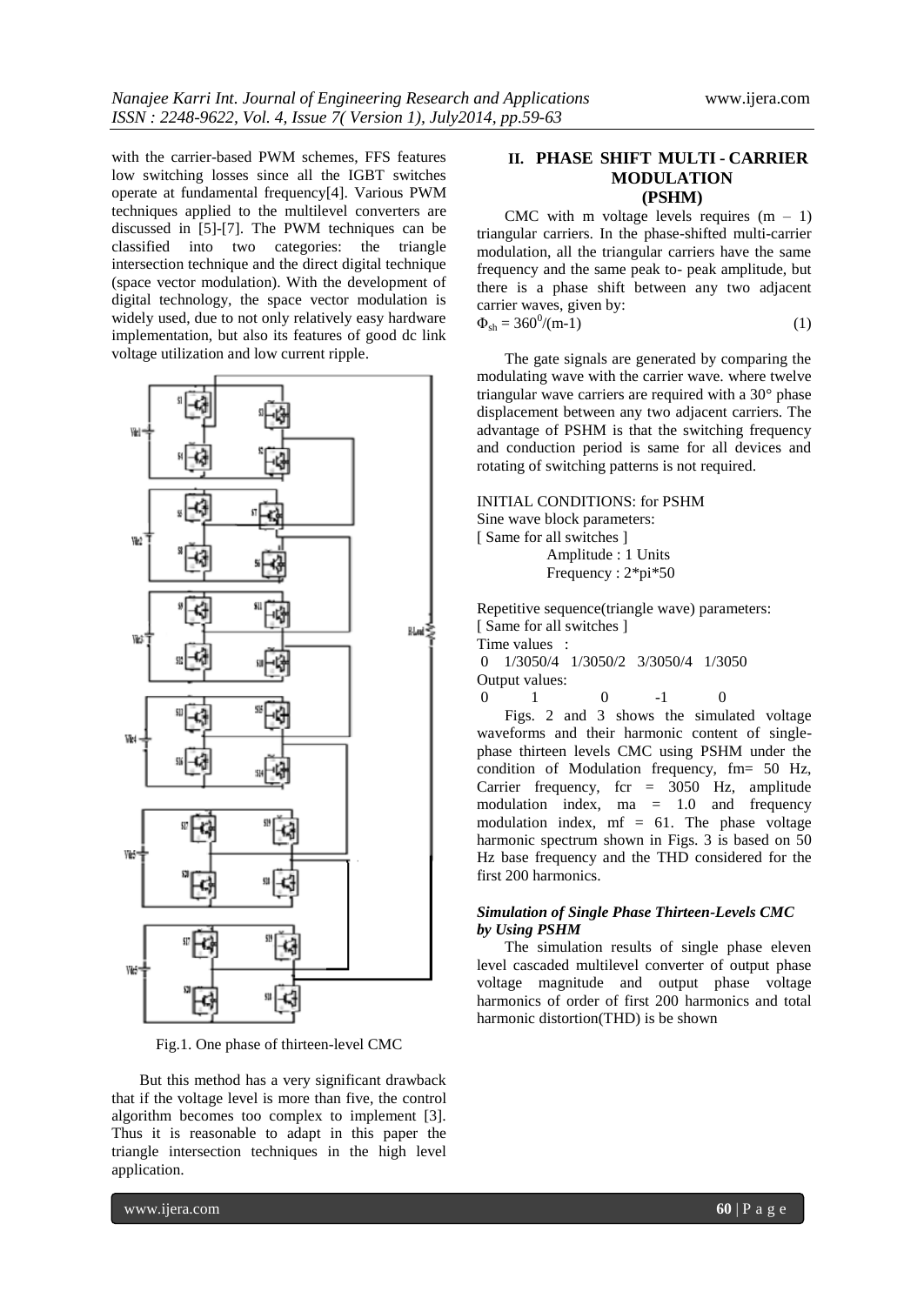with the carrier-based PWM schemes, FFS features low switching losses since all the IGBT switches operate at fundamental frequency[4]. Various PWM techniques applied to the multilevel converters are discussed in [5]-[7]. The PWM techniques can be classified into two categories: the triangle intersection technique and the direct digital technique (space vector modulation). With the development of digital technology, the space vector modulation is widely used, due to not only relatively easy hardware implementation, but also its features of good dc link voltage utilization and low current ripple.

Fig.1. One phase of thirteen-level CMC

But this method has a very significant drawback that if the voltage level is more than five, the control algorithm becomes too complex to implement [3]. Thus it is reasonable to adapt in this paper the triangle intersection techniques in the high level application.

## II. PHASE SHIFT MULTI - CARRIER MODULATION (PSHM)

CMC with m voltage levels requires (m – 1) triangular carriers. In the phase-shifted multi-carrier modulation, all the triangular carriers have the same frequency and the same peak to- peak amplitude, but there is a phase shift between any two adjacent carrier waves, given by:

$$\Phi_{sh} = 360^0/(m\text{-}1) \qquad (1)$$

The gate signals are generated by comparing the modulating wave with the carrier wave. where twelve triangular wave carriers are required with a 30° phase displacement between any two adjacent carriers. The advantage of PSHM is that the switching frequency and conduction period is same for all devices and rotating of switching patterns is not required.

INITIAL CONDITIONS: for PSHM
Sine wave block parameters:
[ Same for all switches ]
Amplitude : 1 Units
Frequency : 2*pi*50

Repetitive sequence(triangle wave) parameters:
[ Same for all switches ]
Time values :
0 1/3050/4 1/3050/2 3/3050/4 1/3050
Output values:
0 1 0 -1 0

Figs. 2 and 3 shows the simulated voltage waveforms and their harmonic content of single-phase thirteen levels CMC using PSHM under the condition of Modulation frequency, fm= 50 Hz, Carrier frequency, fcr = 3050 Hz, amplitude modulation index, ma = 1.0 and frequency modulation index, mf = 61. The phase voltage harmonic spectrum shown in Figs. 3 is based on 50 Hz base frequency and the THD considered for the first 200 harmonics.

### *Simulation of Single Phase Thirteen-Levels CMC by Using PSHM*

The simulation results of single phase eleven level cascaded multilevel converter of output phase voltage magnitude and output phase voltage harmonics of order of first 200 harmonics and total harmonic distortion(THD) is be shown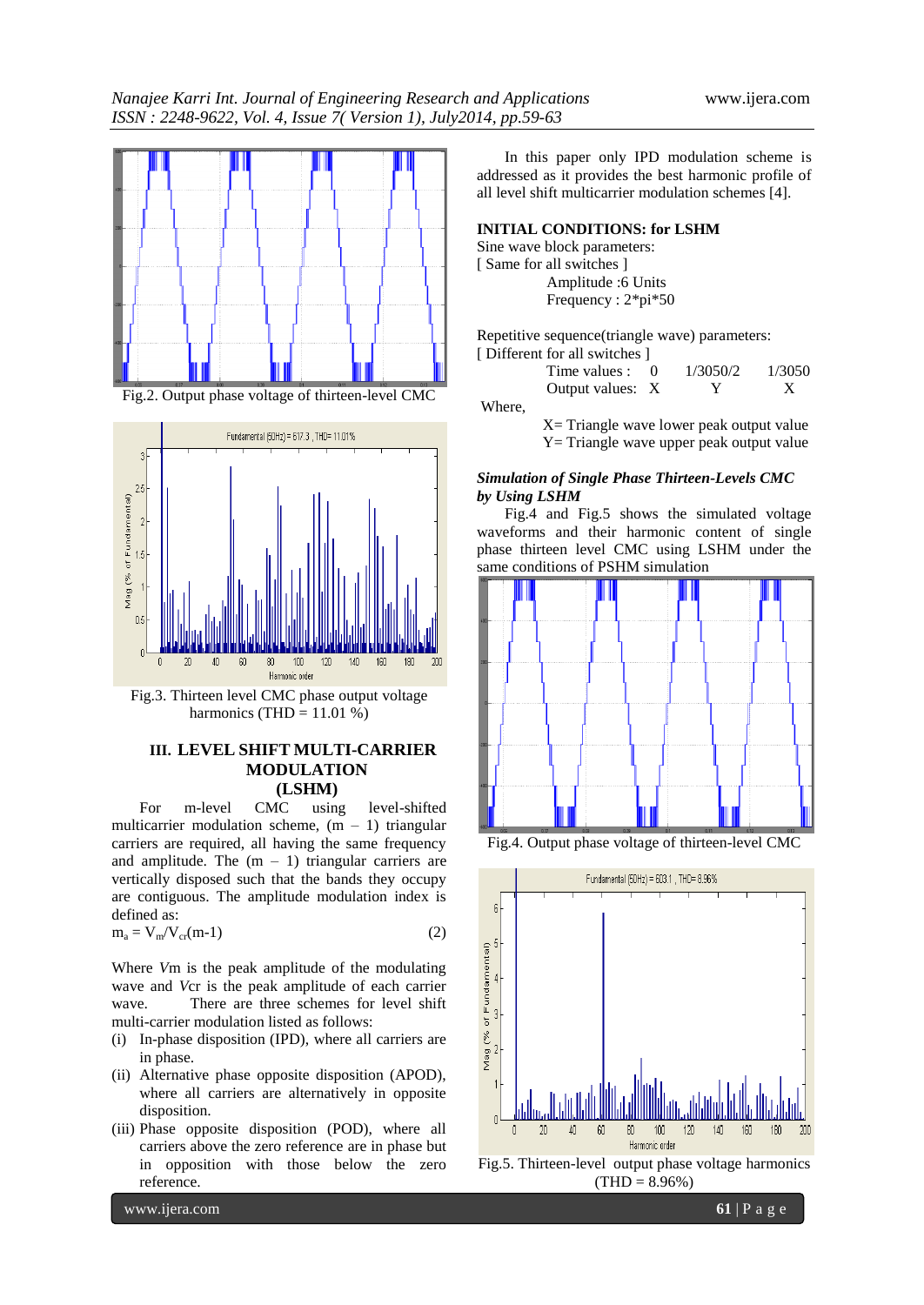Fig.2. Output phase voltage of thirteen-level CMC

Fundamental (50Hz) = 617.3 , THD= 11.01%

Mag (% of Fundamental)

Harmonic order

Fig.3. Thirteen level CMC phase output voltage harmonics (THD = 11.01 %)

## III. LEVEL SHIFT MULTI-CARRIER MODULATION (LSHM)

For m-level CMC using level-shifted multicarrier modulation scheme, (m – 1) triangular carriers are required, all having the same frequency and amplitude. The (m – 1) triangular carriers are vertically disposed such that the bands they occupy are contiguous. The amplitude modulation index is defined as:

$$m_a = V_m/V_{cr}(m-1) \tag{2}$$

Where *Vm* is the peak amplitude of the modulating wave and *Vcr* is the peak amplitude of each carrier wave. There are three schemes for level shift multi-carrier modulation listed as follows:

(i) In-phase disposition (IPD), where all carriers are in phase.
(ii) Alternative phase opposite disposition (APOD), where all carriers are alternatively in opposite disposition.
(iii) Phase opposite disposition (POD), where all carriers above the zero reference are in phase but in opposition with those below the zero reference.

In this paper only IPD modulation scheme is addressed as it provides the best harmonic profile of all level shift multicarrier modulation schemes [4].

**INITIAL CONDITIONS: for LSHM**

Sine wave block parameters:
[ Same for all switches ]
Amplitude :6 Units
Frequency : 2*pi*50

Repetitive sequence(triangle wave) parameters:
[ Different for all switches ]

| | | | |
|---|---|---|---|
| Time values : | 0 | 1/3050/2 | 1/3050 |
| Output values: | X | Y | X |

Where,
X= Triangle wave lower peak output value
Y= Triangle wave upper peak output value

### *Simulation of Single Phase Thirteen-Levels CMC by Using LSHM*

Fig.4 and Fig.5 shows the simulated voltage waveforms and their harmonic content of single phase thirteen level CMC using LSHM under the same conditions of PSHM simulation

Fig.4. Output phase voltage of thirteen-level CMC

Fundamental (50Hz) = 603.1 , THD= 8.96%

Mag (% of Fundamental)

Harmonic order

Fig.5. Thirteen-level output phase voltage harmonics (THD = 8.96%)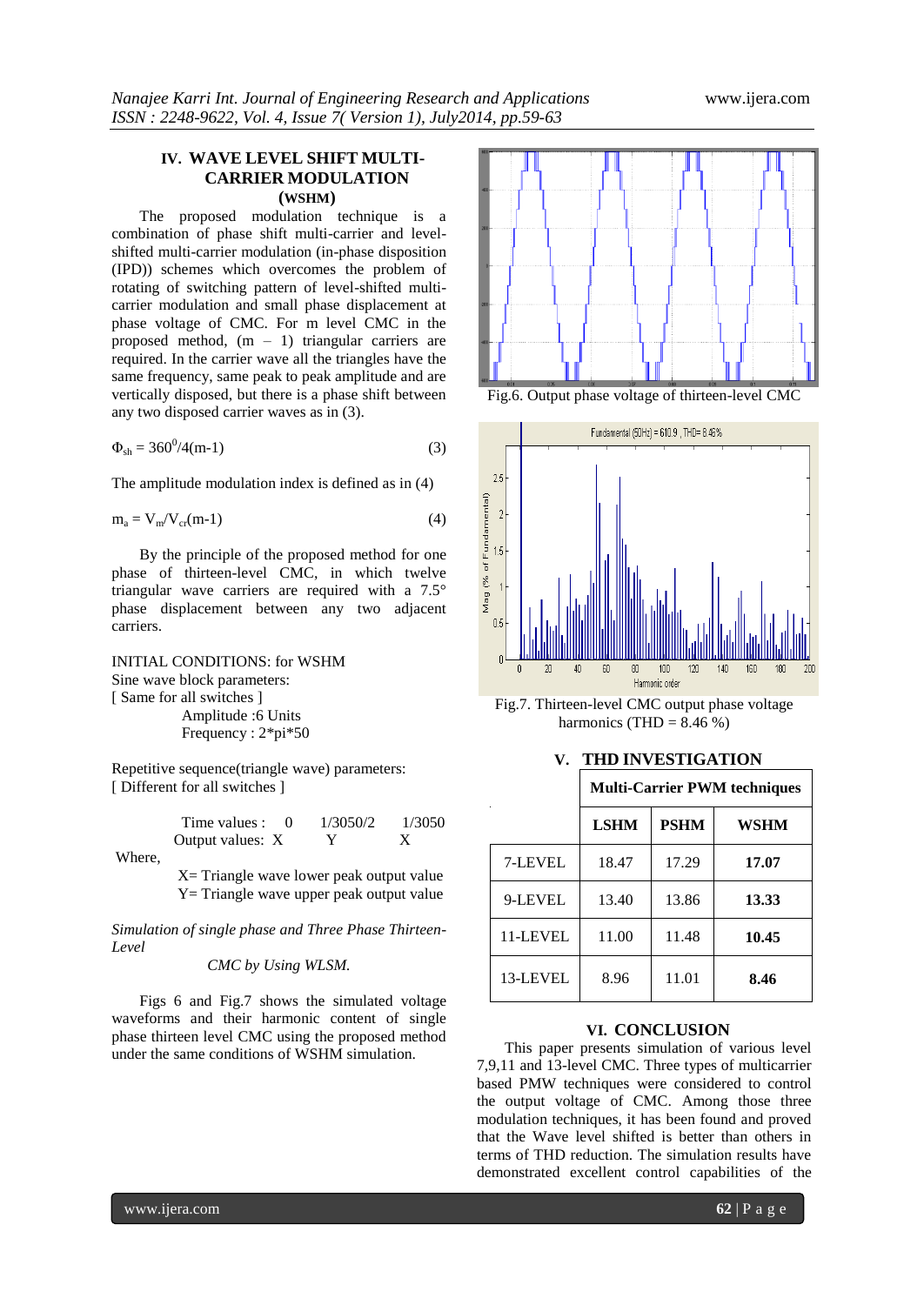## IV. WAVE LEVEL SHIFT MULTI-CARRIER MODULATION (WSHM)

The proposed modulation technique is a combination of phase shift multi-carrier and level-shifted multi-carrier modulation (in-phase disposition (IPD)) schemes which overcomes the problem of rotating of switching pattern of level-shifted multi-carrier modulation and small phase displacement at phase voltage of CMC. For m level CMC in the proposed method, (m – 1) triangular carriers are required. In the carrier wave all the triangles have the same frequency, same peak to peak amplitude and are vertically disposed, but there is a phase shift between any two disposed carrier waves as in (3).

$$\Phi_{sh} = 360^0/4(m\text{-}1) \tag{3}$$

The amplitude modulation index is defined as in (4)

$$m_a = V_m/V_{cr}(m\text{-}1) \tag{4}$$

By the principle of the proposed method for one phase of thirteen-level CMC, in which twelve triangular wave carriers are required with a 7.5° phase displacement between any two adjacent carriers.

INITIAL CONDITIONS: for WSHM
Sine wave block parameters:
[ Same for all switches ]
Amplitude :6 Units
Frequency : 2*pi*50

Repetitive sequence(triangle wave) parameters:
[ Different for all switches ]

Time values : 0 1/3050/2 1/3050
Output values: X Y X

Where,
X= Triangle wave lower peak output value
Y= Triangle wave upper peak output value

*Simulation of single phase and Three Phase Thirteen-Level*

*CMC by Using WLSM.*

Figs 6 and Fig.7 shows the simulated voltage waveforms and their harmonic content of single phase thirteen level CMC using the proposed method under the same conditions of WSHM simulation.

Fig.6. Output phase voltage of thirteen-level CMC

Fundamental (50Hz) = 610.9 , THD= 8.46%
Mag (% of Fundamental)
Harmonic order

Fig.7. Thirteen-level CMC output phase voltage harmonics (THD = 8.46 %)

## V. THD INVESTIGATION

| | Multi-Carrier PWM techniques | | |
|---|---|---|---|
| | **LSHM** | **PSHM** | **WSHM** |
| 7-LEVEL | 18.47 | 17.29 | **17.07** |
| 9-LEVEL | 13.40 | 13.86 | **13.33** |
| 11-LEVEL | 11.00 | 11.48 | **10.45** |
| 13-LEVEL | 8.96 | 11.01 | **8.46** |

## VI. CONCLUSION

This paper presents simulation of various level 7,9,11 and 13-level CMC. Three types of multicarrier based PMW techniques were considered to control the output voltage of CMC. Among those three modulation techniques, it has been found and proved that the Wave level shifted is better than others in terms of THD reduction. The simulation results have demonstrated excellent control capabilities of the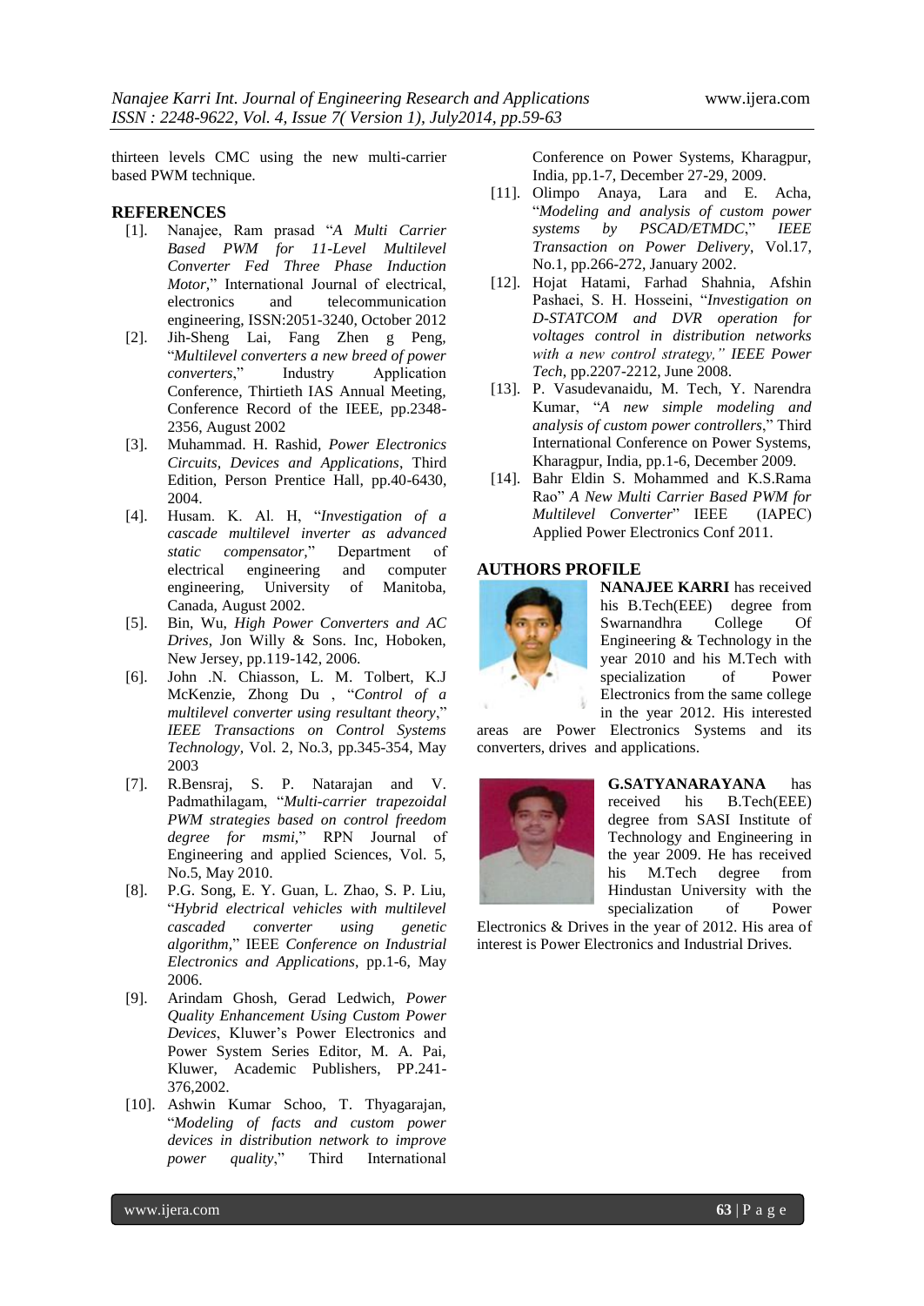thirteen levels CMC using the new multi-carrier based PWM technique.

## REFERENCES

[1]. Nanajee, Ram prasad "*A Multi Carrier Based PWM for 11-Level Multilevel Converter Fed Three Phase Induction Motor*," International Journal of electrical, electronics and telecommunication engineering, ISSN:2051-3240, October 2012

[2]. Jih-Sheng Lai, Fang Zhen g Peng, "*Multilevel converters a new breed of power converters*," Industry Application Conference, Thirtieth IAS Annual Meeting, Conference Record of the IEEE, pp.2348-2356, August 2002

[3]. Muhammad. H. Rashid, *Power Electronics Circuits, Devices and Applications*, Third Edition, Person Prentice Hall, pp.40-6430, 2004.

[4]. Husam. K. Al. H, "*Investigation of a cascade multilevel inverter as advanced static compensator*," Department of electrical engineering and computer engineering, University of Manitoba, Canada, August 2002.

[5]. Bin, Wu, *High Power Converters and AC Drives*, Jon Willy & Sons. Inc, Hoboken, New Jersey, pp.119-142, 2006.

[6]. John .N. Chiasson, L. M. Tolbert, K.J McKenzie, Zhong Du , "*Control of a multilevel converter using resultant theory*," *IEEE Transactions on Control Systems Technology*, Vol. 2, No.3, pp.345-354, May 2003

[7]. R.Bensraj, S. P. Natarajan and V. Padmathilagam, "*Multi-carrier trapezoidal PWM strategies based on control freedom degree for msmi*," RPN Journal of Engineering and applied Sciences, Vol. 5, No.5, May 2010.

[8]. P.G. Song, E. Y. Guan, L. Zhao, S. P. Liu, "*Hybrid electrical vehicles with multilevel cascaded converter using genetic algorithm*," IEEE *Conference on Industrial Electronics and Applications*, pp.1-6, May 2006.

[9]. Arindam Ghosh, Gerad Ledwich, *Power Quality Enhancement Using Custom Power Devices*, Kluwer's Power Electronics and Power System Series Editor, M. A. Pai, Kluwer, Academic Publishers, PP.241-376,2002.

[10]. Ashwin Kumar Schoo, T. Thyagarajan, "*Modeling of facts and custom power devices in distribution network to improve power quality*," Third International Conference on Power Systems, Kharagpur, India, pp.1-7, December 27-29, 2009.

[11]. Olimpo Anaya, Lara and E. Acha, "*Modeling and analysis of custom power systems by PSCAD/ETMDC*," *IEEE Transaction on Power Delivery*, Vol.17, No.1, pp.266-272, January 2002.

[12]. Hojat Hatami, Farhad Shahnia, Afshin Pashaei, S. H. Hosseini, "*Investigation on D-STATCOM and DVR operation for voltages control in distribution networks with a new control strategy," IEEE Power Tech*, pp.2207-2212, June 2008.

[13]. P. Vasudevanaidu, M. Tech, Y. Narendra Kumar, "*A new simple modeling and analysis of custom power controllers*," Third International Conference on Power Systems, Kharagpur, India, pp.1-6, December 2009.

[14]. Bahr Eldin S. Mohammed and K.S.Rama Rao" *A New Multi Carrier Based PWM for Multilevel Converter*" IEEE (IAPEC) Applied Power Electronics Conf 2011.

## AUTHORS PROFILE

**NANAJEE KARRI** has received his B.Tech(EEE) degree from Swarnandhra College Of Engineering & Technology in the year 2010 and his M.Tech with specialization of Power Electronics from the same college in the year 2012. His interested areas are Power Electronics Systems and its converters, drives and applications.

**G.SATYANARAYANA** has received his B.Tech(EEE) degree from SASI Institute of Technology and Engineering in the year 2009. He has received his M.Tech degree from Hindustan University with the specialization of Power Electronics & Drives in the year of 2012. His area of interest is Power Electronics and Industrial Drives.